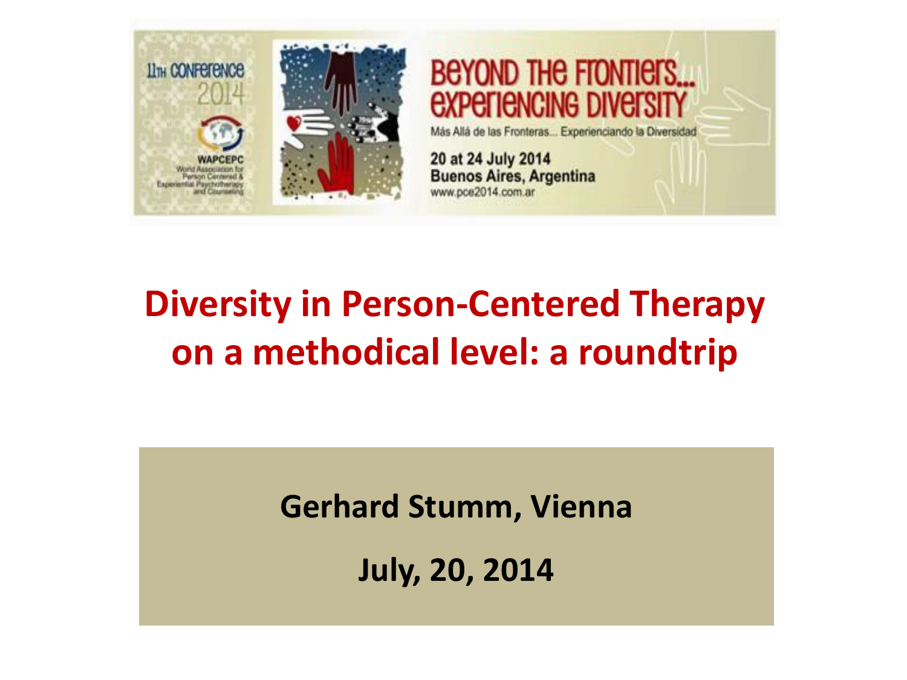11th CONFERENCE 2014

WAPCEPC
World Association for Person Centered & Experiential Psychotherapy and Counseling

BEYOND THE FRONTIERS... EXPERIENCING DIVERSITY

Más Allá de las Fronteras... Experienciando la Diversidad

20 at 24 July 2014
Buenos Aires, Argentina
www.pce2014.com.ar

# Diversity in Person-Centered Therapy on a methodical level: a roundtrip

**Gerhard Stumm, Vienna**

**July, 20, 2014**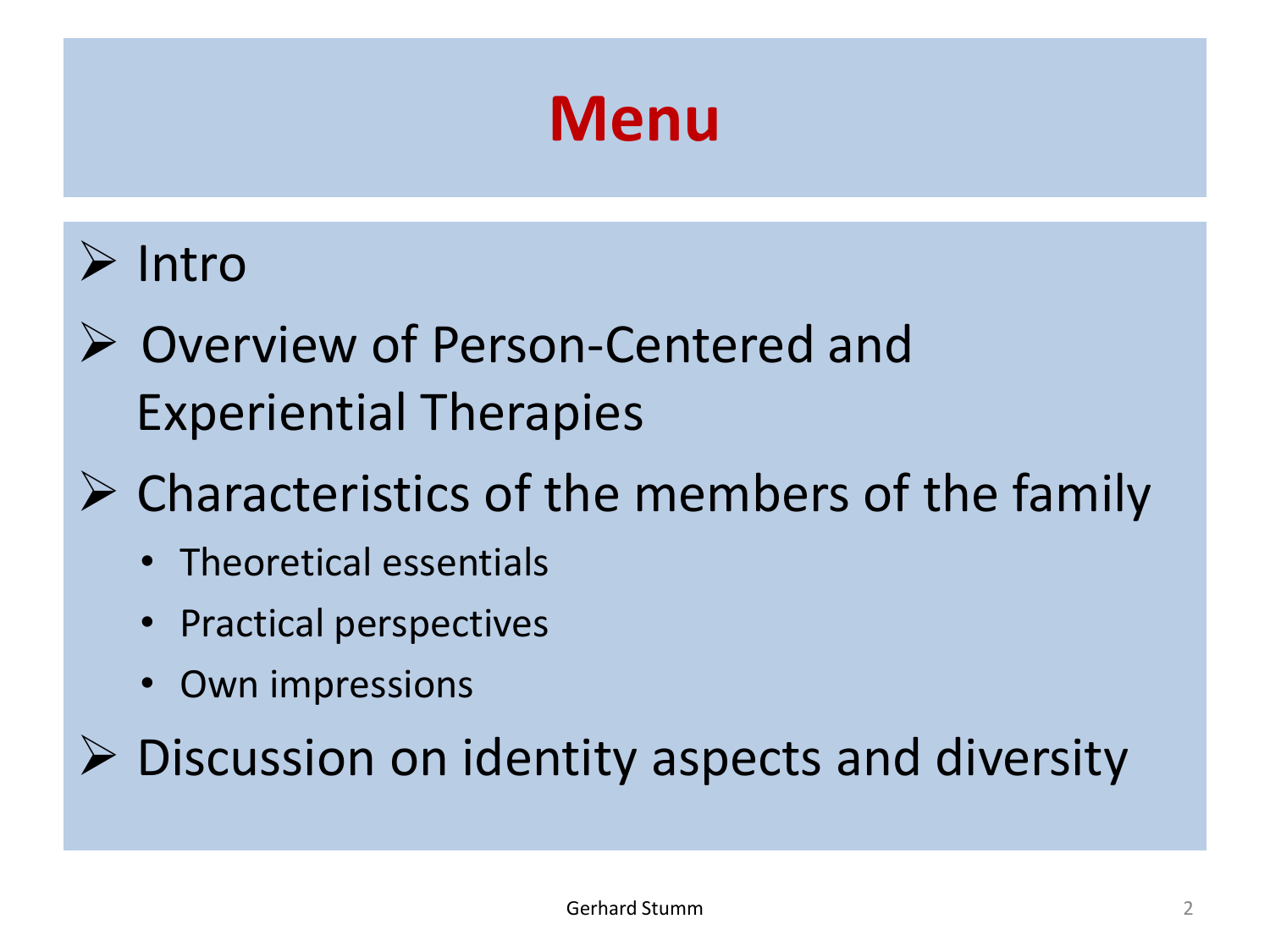# Menu

- Intro
- Overview of Person-Centered and Experiential Therapies
- Characteristics of the members of the family
  - Theoretical essentials
  - Practical perspectives
  - Own impressions
- Discussion on identity aspects and diversity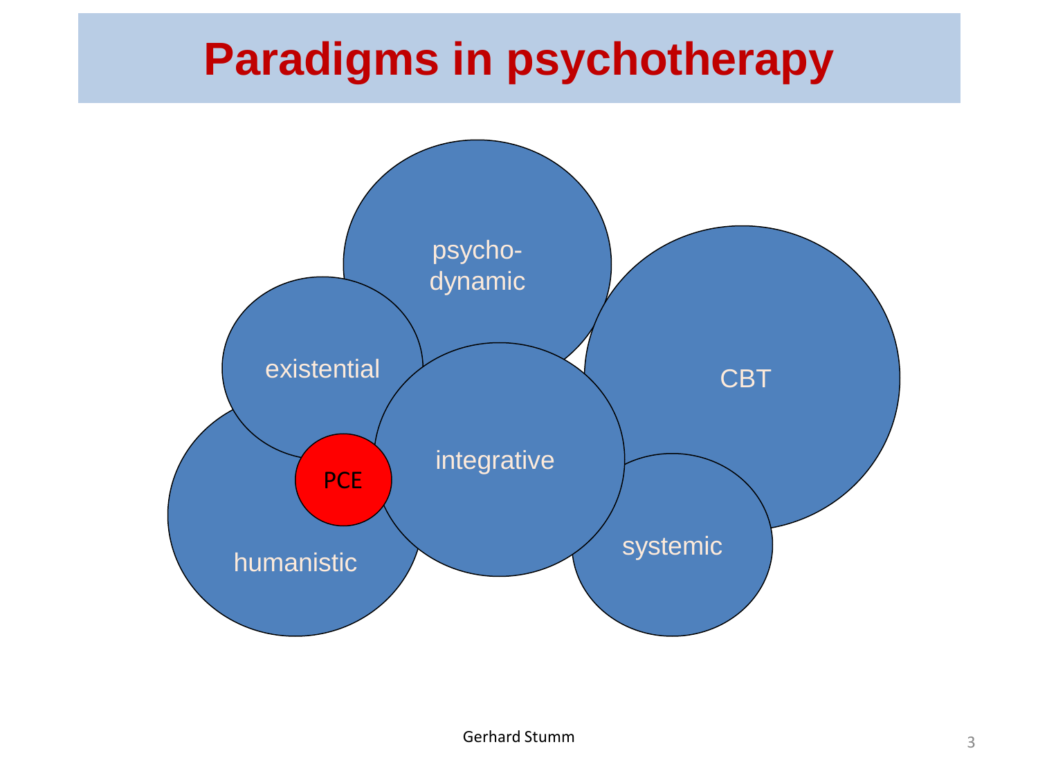# Paradigms in psychotherapy

psycho-dynamic

existential

CBT

integrative

PCE

humanistic

systemic

Gerhard Stumm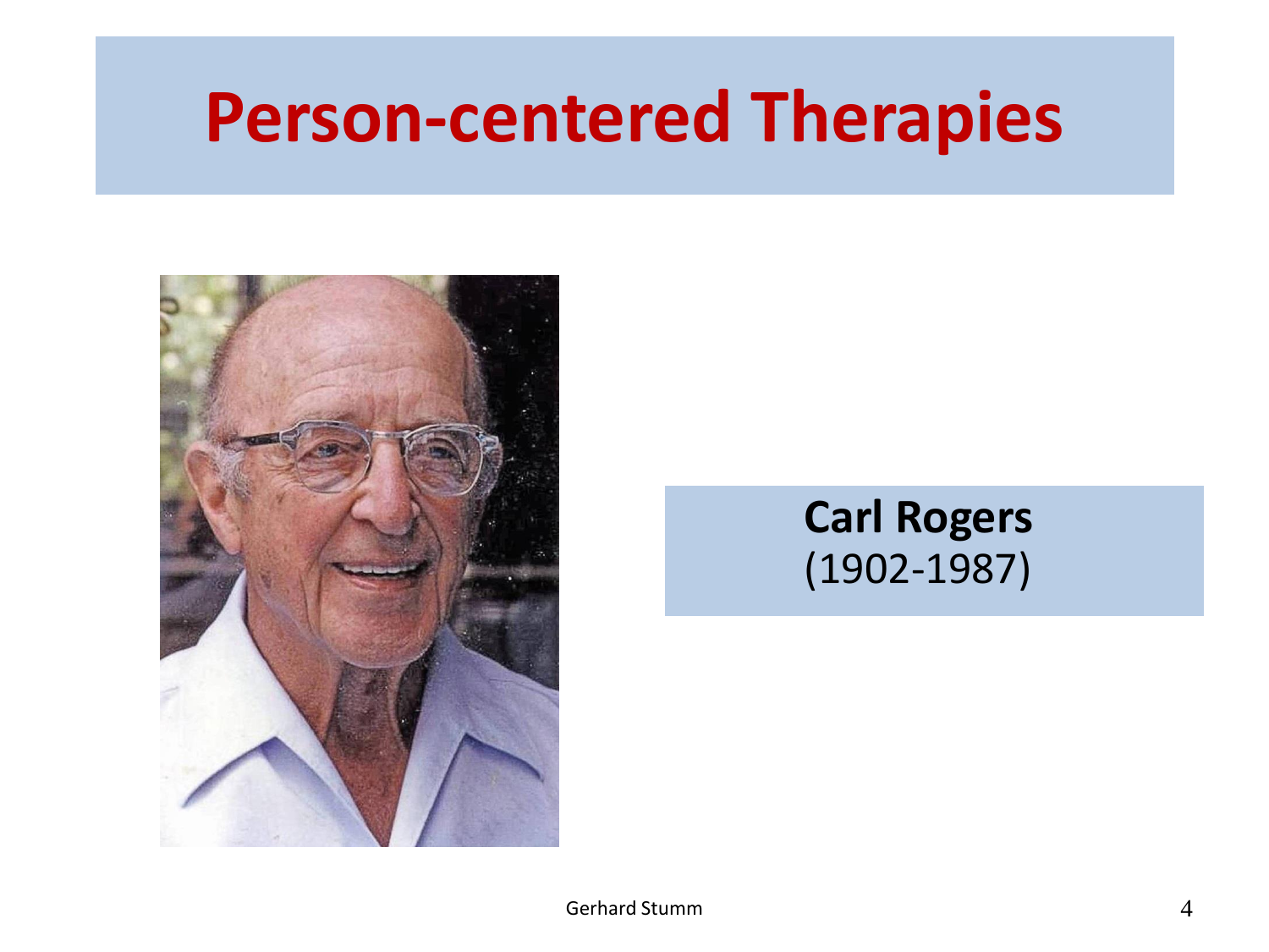# Person-centered Therapies

**Carl Rogers**
(1902-1987)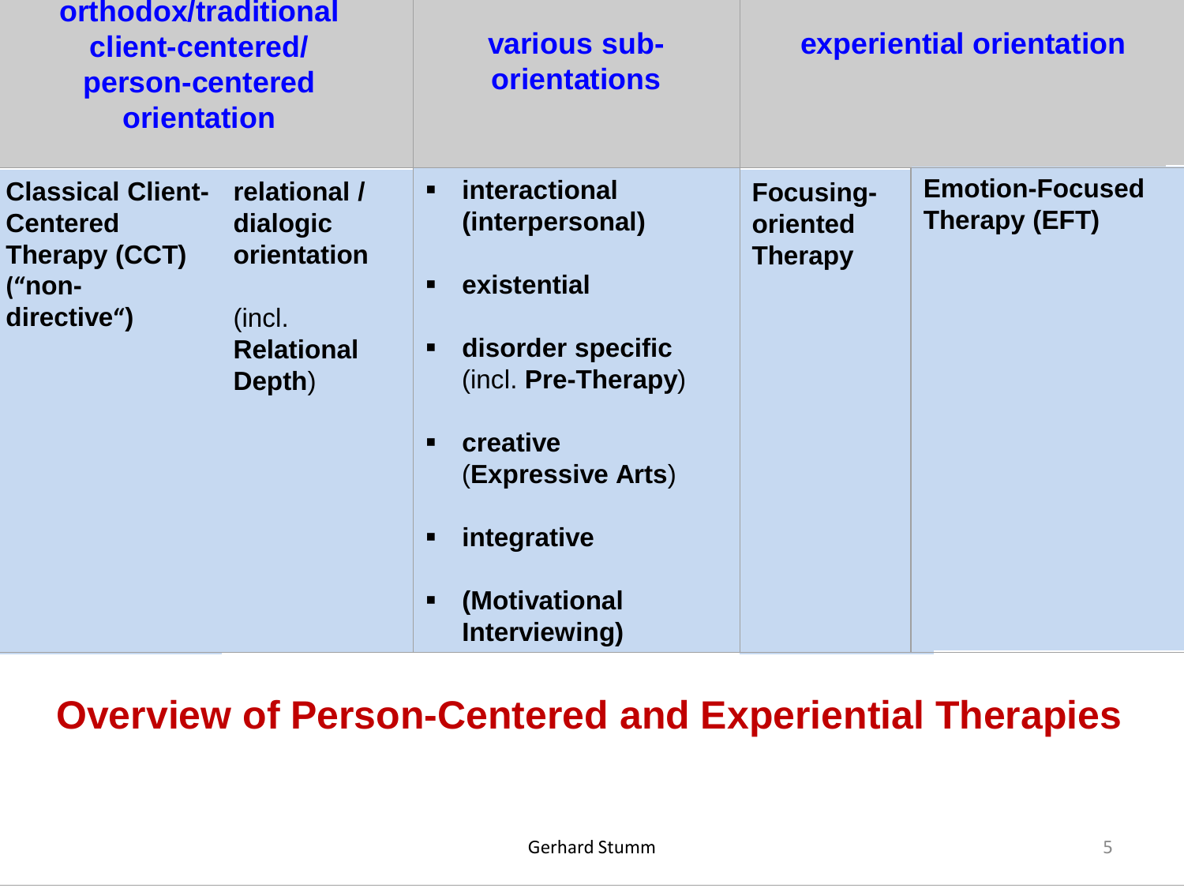# Overview of Person-Centered and Experiential Therapies

| orthodox/traditional client-centered/ person-centered orientation | | various sub-orientations | experiential orientation | |
|---|---|---|---|---|
| **Classical Client-Centered Therapy (CCT) („non-directive“)** | **relational / dialogic orientation**<br><br>(incl. **Relational Depth**) | ▪ **interactional (interpersonal)**<br>▪ **existential**<br>▪ **disorder specific** (incl. **Pre-Therapy**)<br>▪ **creative** (**Expressive Arts**)<br>▪ **integrative**<br>▪ **(Motivational Interviewing)** | **Focusing-oriented Therapy** | **Emotion-Focused Therapy (EFT)** |

Gerhard Stumm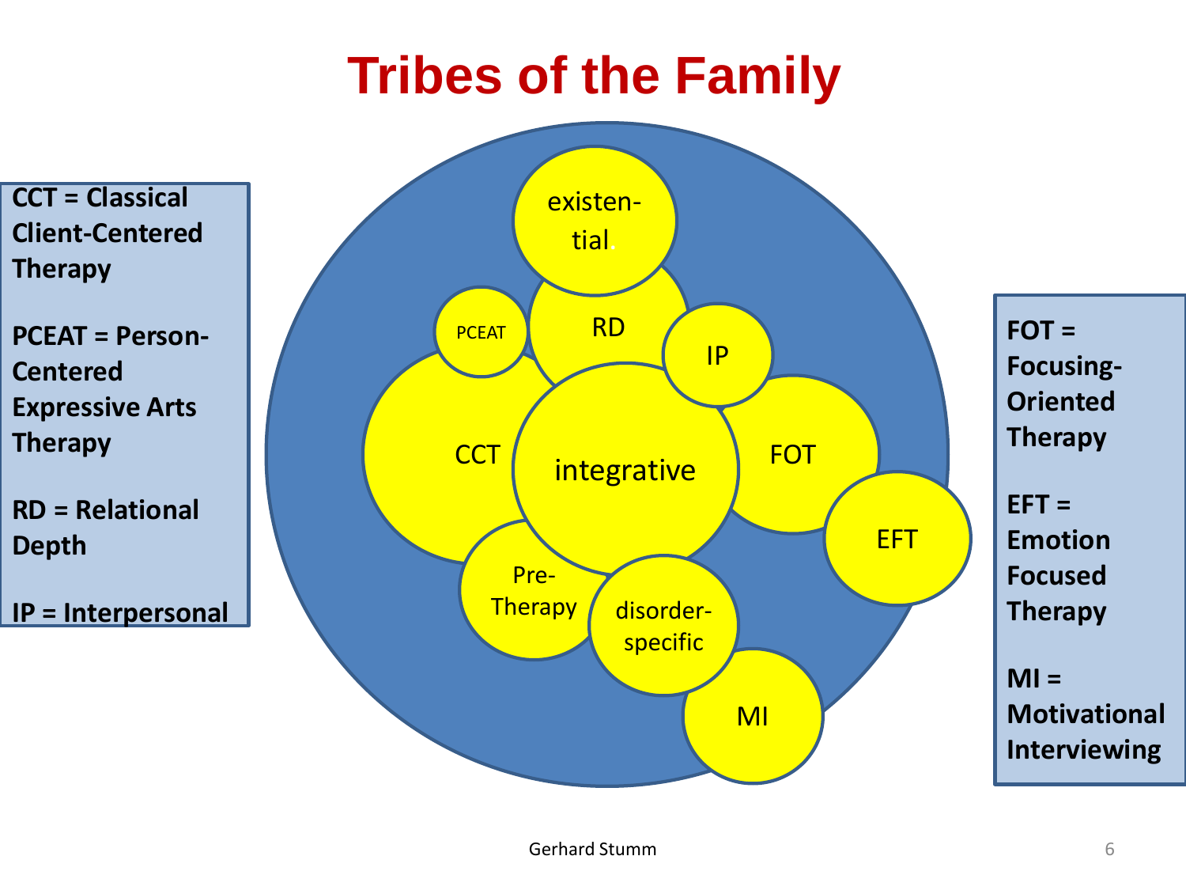# Tribes of the Family

CCT = Classical Client-Centered Therapy

PCEAT = Person-Centered Expressive Arts Therapy

RD = Relational Depth

IP = Interpersonal

existen-tial

PCEAT

RD

IP

CCT

integrative

FOT

EFT

Pre-Therapy

disorder-specific

MI

FOT = Focusing-Oriented Therapy

EFT = Emotion Focused Therapy

MI = Motivational Interviewing

Gerhard Stumm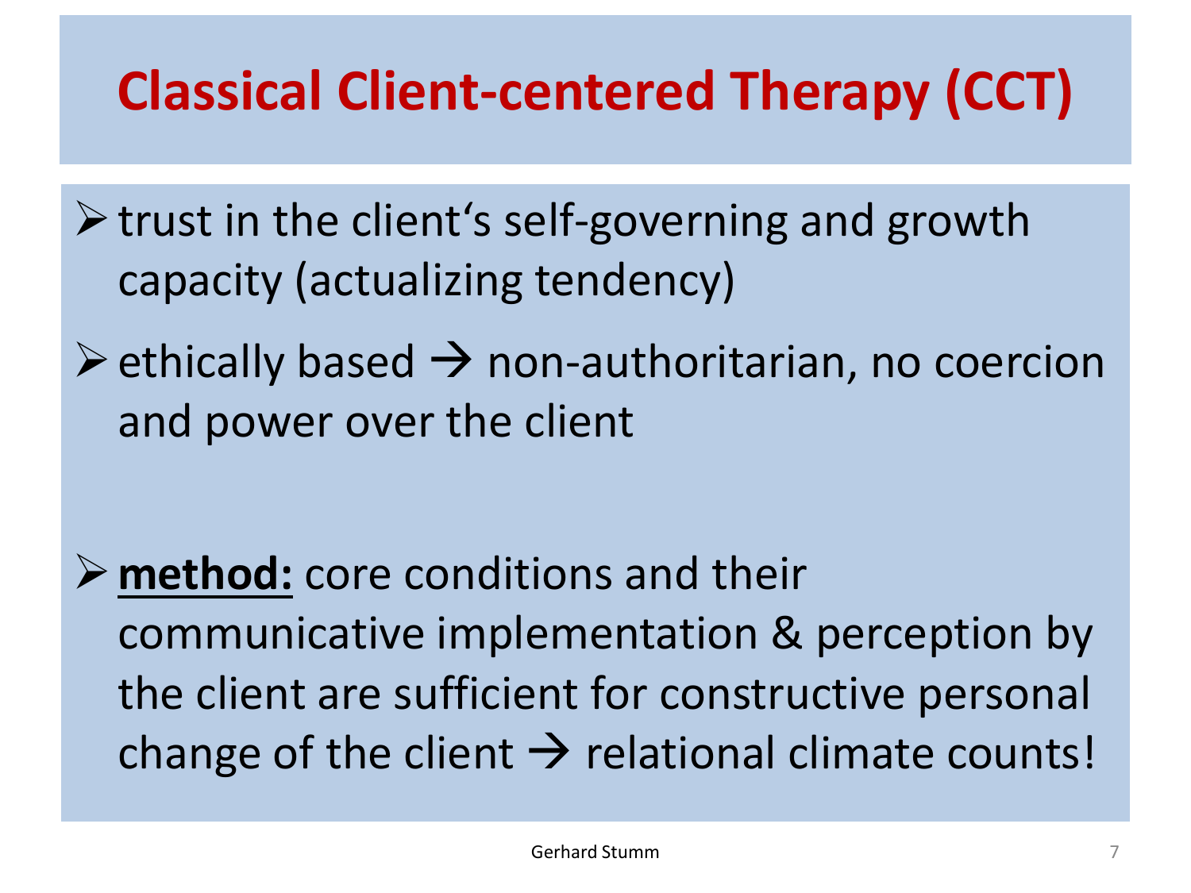# Classical Client-centered Therapy (CCT)

- trust in the client's self-governing and growth capacity (actualizing tendency)
- ethically based → non-authoritarian, no coercion and power over the client
- **method:** core conditions and their communicative implementation & perception by the client are sufficient for constructive personal change of the client → relational climate counts!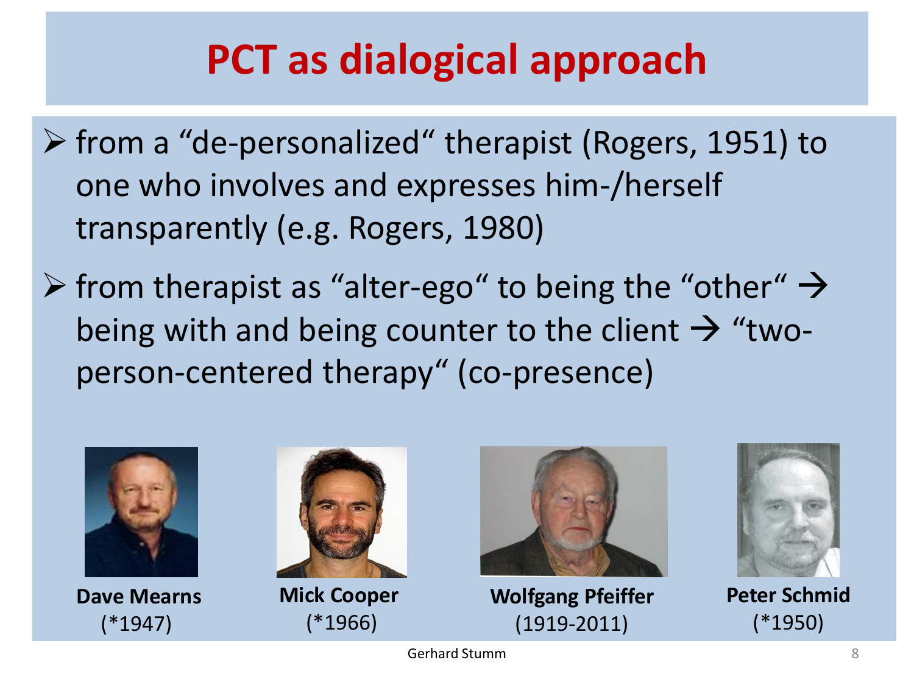# PCT as dialogical approach

- from a "de-personalized" therapist (Rogers, 1951) to one who involves and expresses him-/herself transparently (e.g. Rogers, 1980)
- from therapist as "alter-ego" to being the "other" → being with and being counter to the client → "two-person-centered therapy" (co-presence)

**Dave Mearns**
(*1947)

**Mick Cooper**
(*1966)

**Wolfgang Pfeiffer**
(1919-2011)

**Peter Schmid**
(*1950)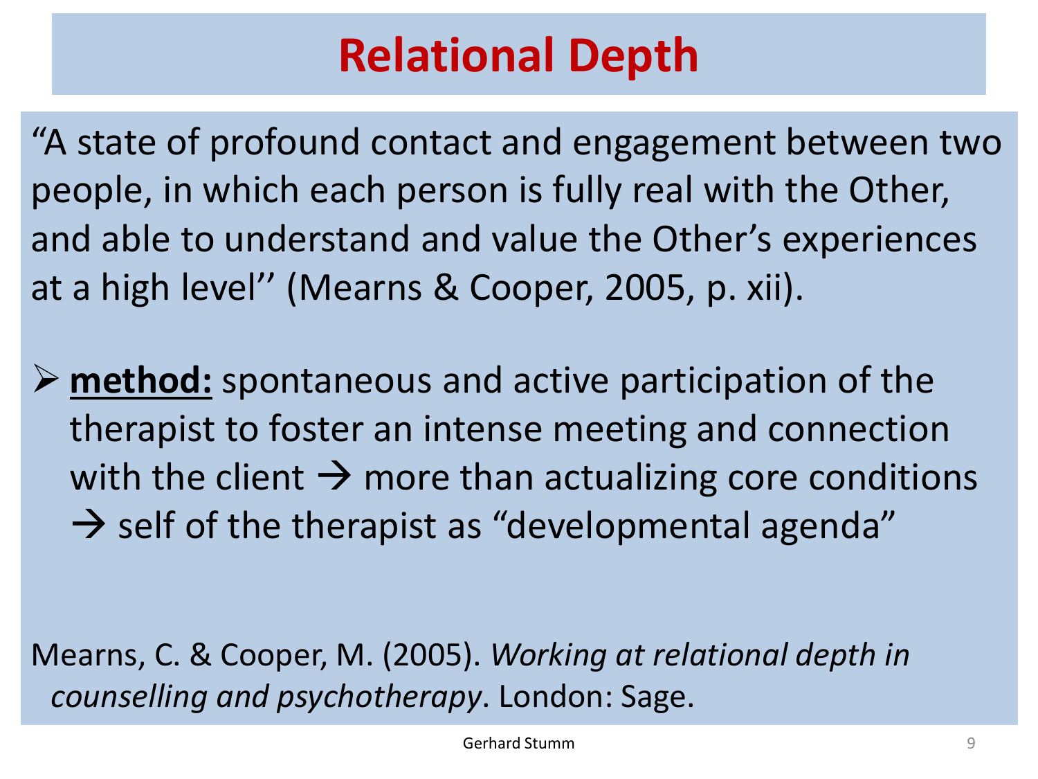# Relational Depth

"A state of profound contact and engagement between two people, in which each person is fully real with the Other, and able to understand and value the Other's experiences at a high level'' (Mearns & Cooper, 2005, p. xii).

- **method:** spontaneous and active participation of the therapist to foster an intense meeting and connection with the client → more than actualizing core conditions → self of the therapist as "developmental agenda"

Mearns, C. & Cooper, M. (2005). *Working at relational depth in counselling and psychotherapy*. London: Sage.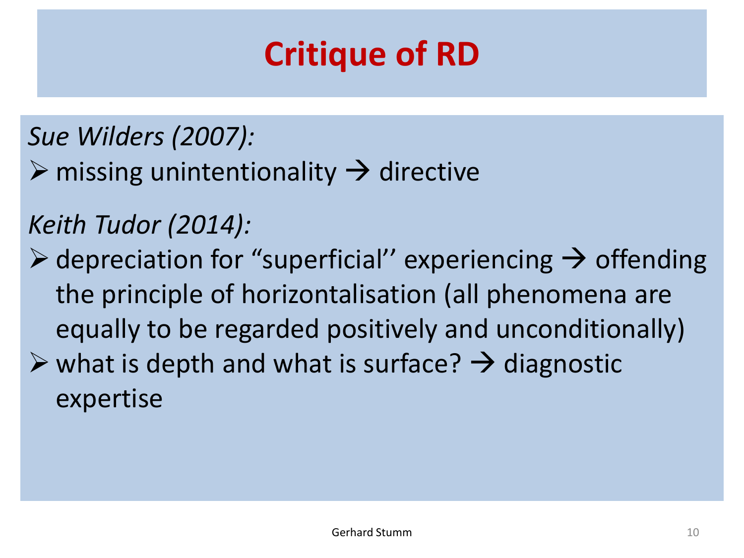# Critique of RD

*Sue Wilders (2007):*

- missing unintentionality → directive

*Keith Tudor (2014):*

- depreciation for "superficial'' experiencing → offending the principle of horizontalisation (all phenomena are equally to be regarded positively and unconditionally)
- what is depth and what is surface? → diagnostic expertise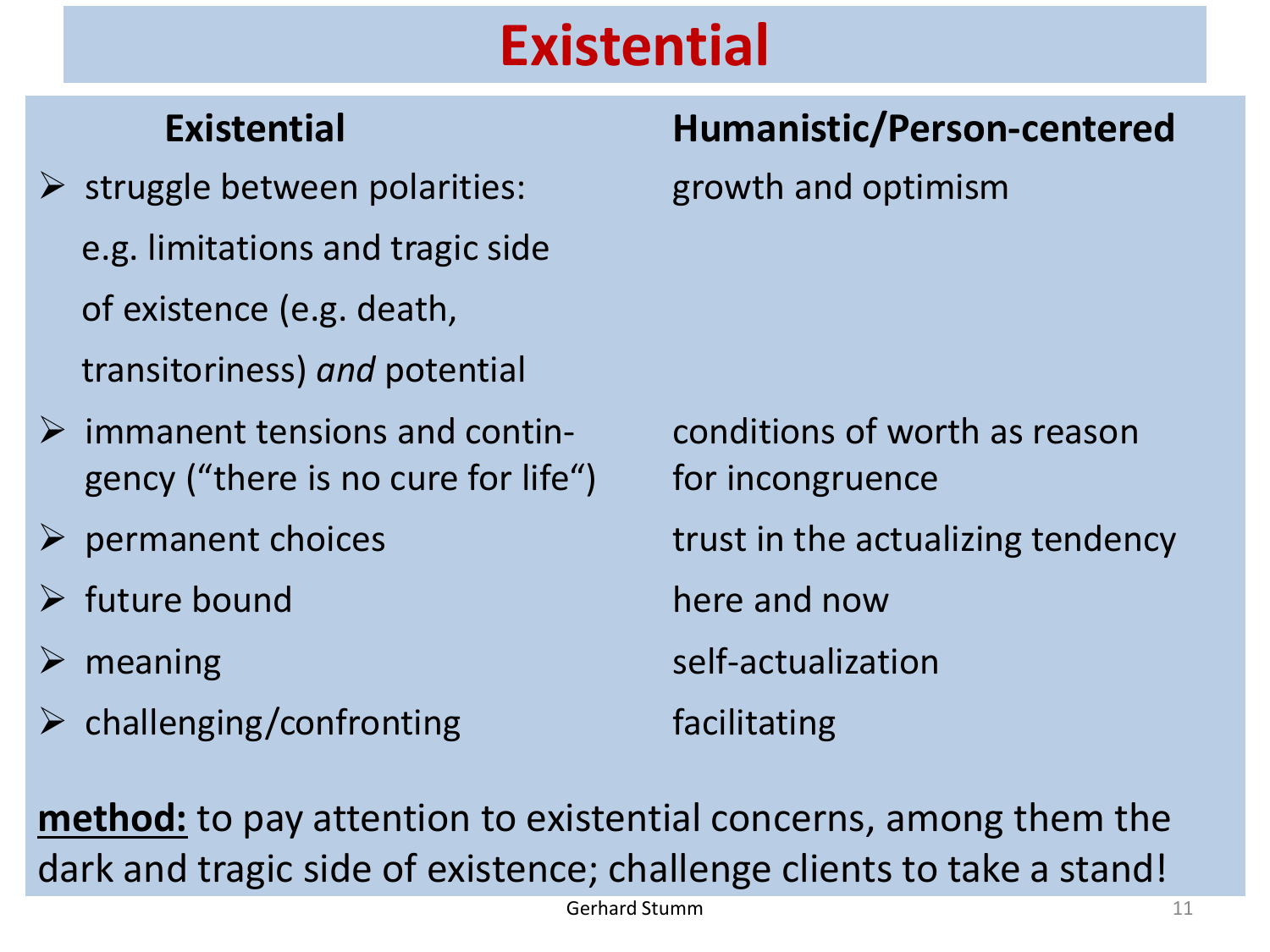# Existential

| Existential | Humanistic/Person-centered |
| --- | --- |
| struggle between polarities: e.g. limitations and tragic side of existence (e.g. death, transitoriness) *and* potential | growth and optimism |
| immanent tensions and contin-gency ("there is no cure for life") | conditions of worth as reason for incongruence |
| permanent choices | trust in the actualizing tendency |
| future bound | here and now |
| meaning | self-actualization |
| challenging/confronting | facilitating |

**method:** to pay attention to existential concerns, among them the dark and tragic side of existence; challenge clients to take a stand!

Gerhard Stumm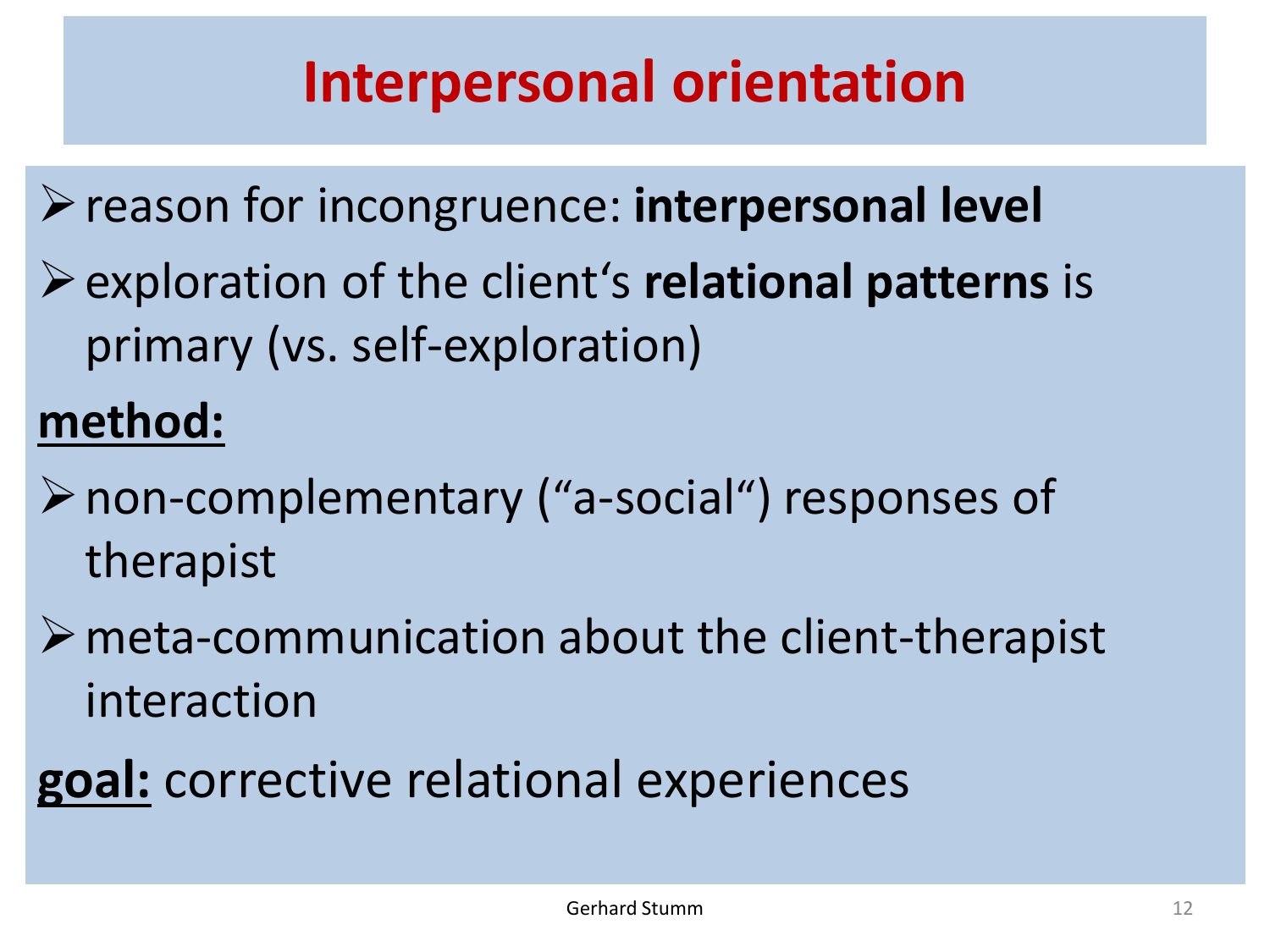# Interpersonal orientation

- reason for incongruence: **interpersonal level**
- exploration of the client‘s **relational patterns** is primary (vs. self-exploration)

**method:**

- non-complementary (“a-social“) responses of therapist
- meta-communication about the client-therapist interaction

**goal:** corrective relational experiences

Gerhard Stumm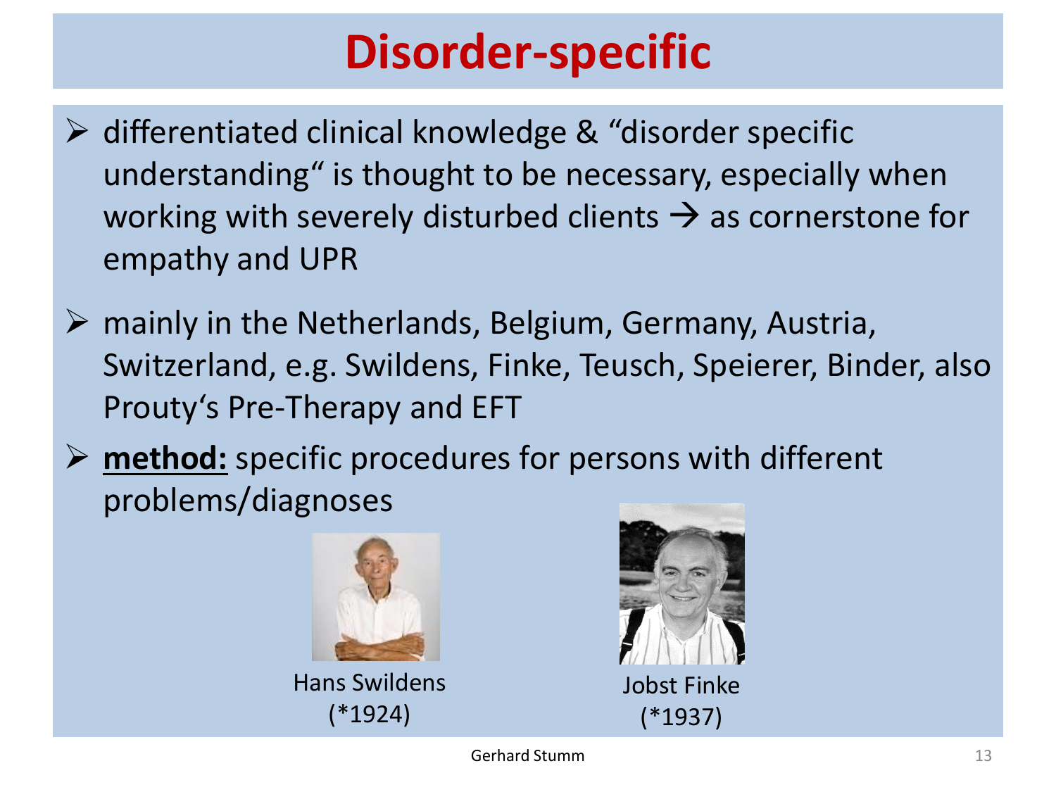# Disorder-specific

- differentiated clinical knowledge & "disorder specific understanding" is thought to be necessary, especially when working with severely disturbed clients → as cornerstone for empathy and UPR
- mainly in the Netherlands, Belgium, Germany, Austria, Switzerland, e.g. Swildens, Finke, Teusch, Speierer, Binder, also Prouty's Pre-Therapy and EFT
- **method:** specific procedures for persons with different problems/diagnoses

Hans Swildens (*1924)

Jobst Finke (*1937)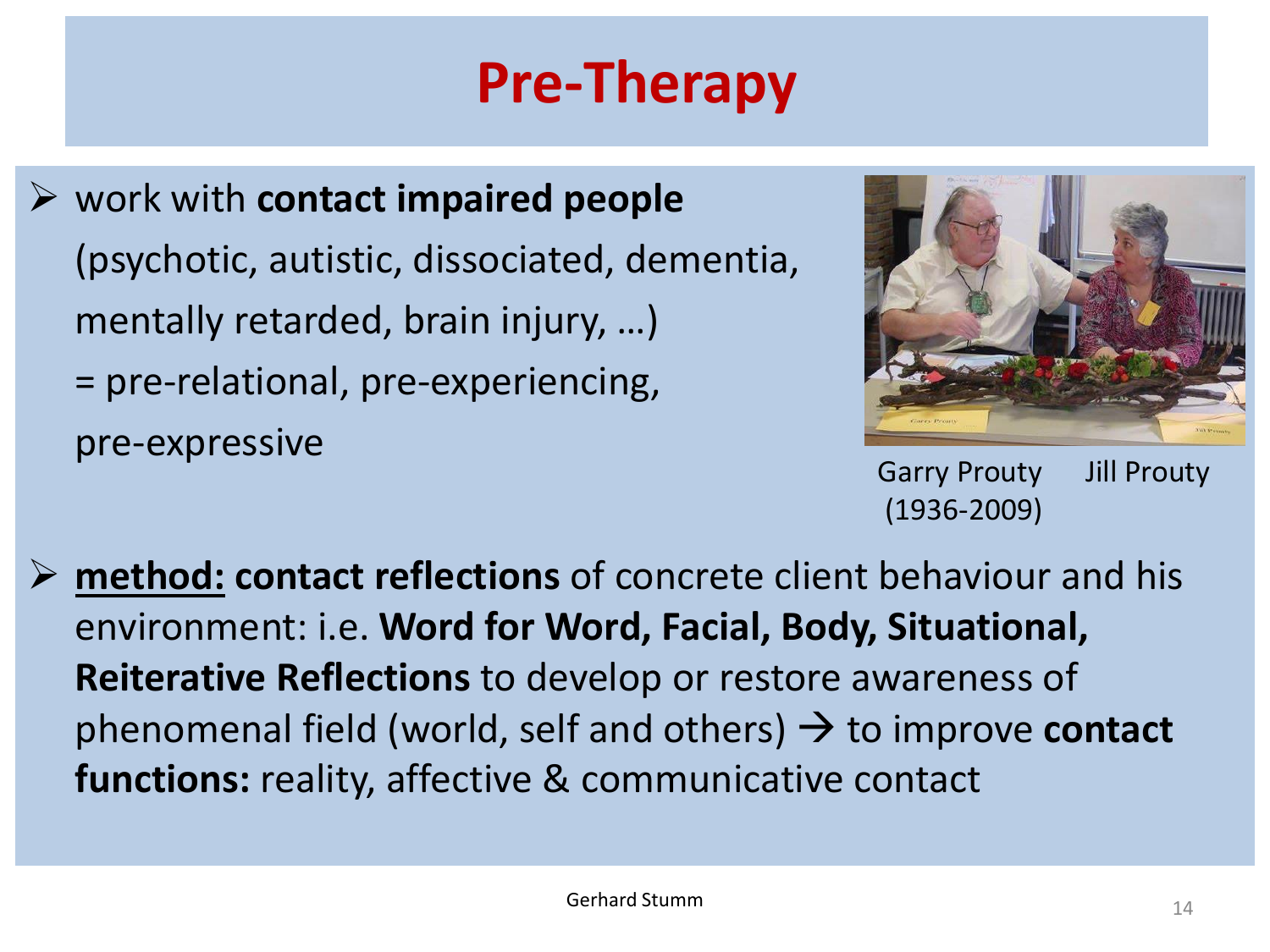# Pre-Therapy

- work with **contact impaired people** (psychotic, autistic, dissociated, dementia, mentally retarded, brain injury, …) = pre-relational, pre-experiencing, pre-expressive

Garry Prouty (1936-2009) Jill Prouty

- **<u>method:</u> contact reflections** of concrete client behaviour and his environment: i.e. **Word for Word, Facial, Body, Situational, Reiterative Reflections** to develop or restore awareness of phenomenal field (world, self and others) → to improve **contact functions:** reality, affective & communicative contact

Gerhard Stumm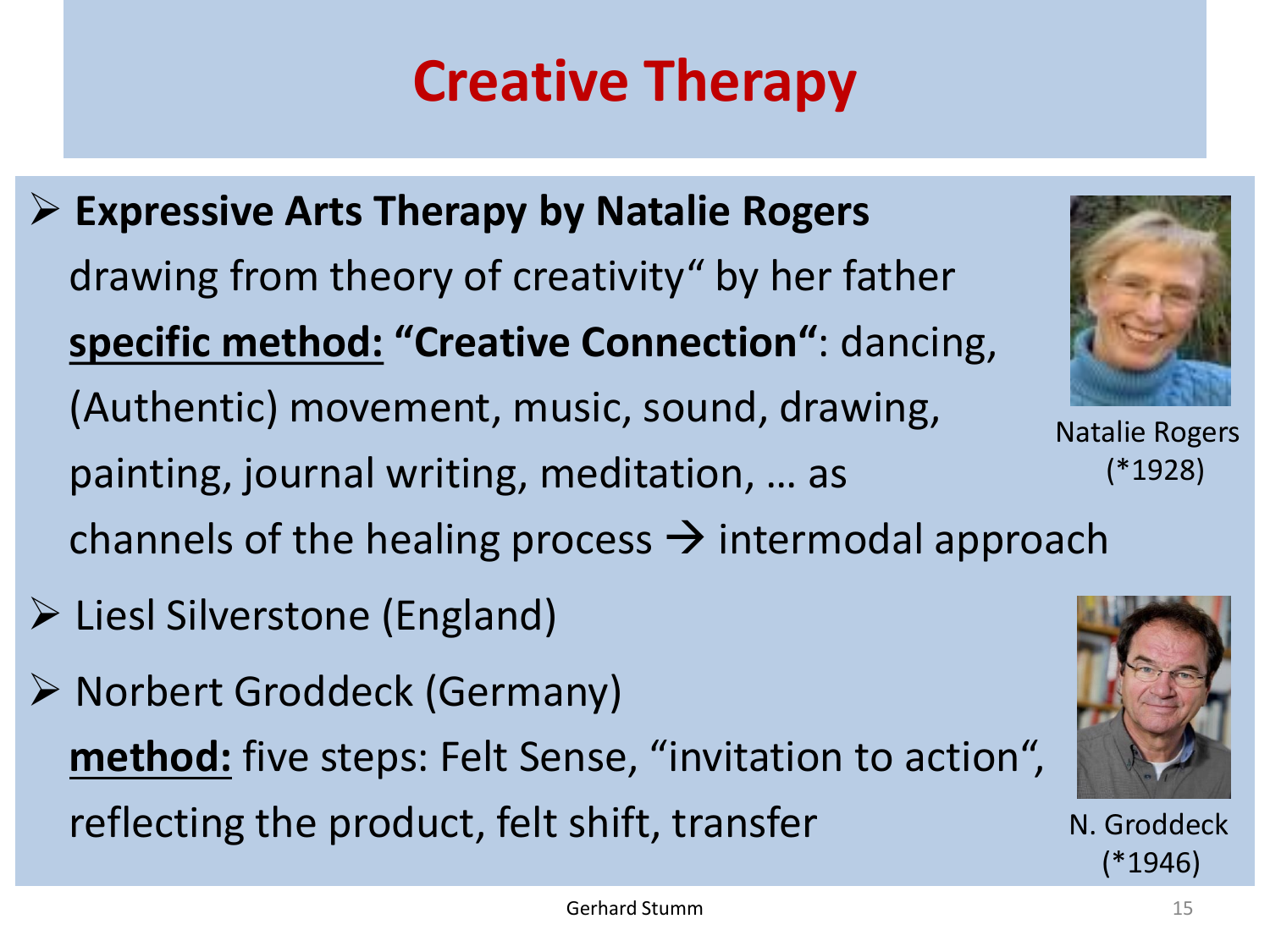# Creative Therapy

- **Expressive Arts Therapy by Natalie Rogers**
  drawing from theory of creativity" by her father
  **<u>specific method:</u> "Creative Connection"**: dancing, (Authentic) movement, music, sound, drawing, painting, journal writing, meditation, … as channels of the healing process → intermodal approach
- Liesl Silverstone (England)
- Norbert Groddeck (Germany)
  **<u>method:</u>** five steps: Felt Sense, "invitation to action", reflecting the product, felt shift, transfer

Natalie Rogers (*1928)

N. Groddeck (*1946)

Gerhard Stumm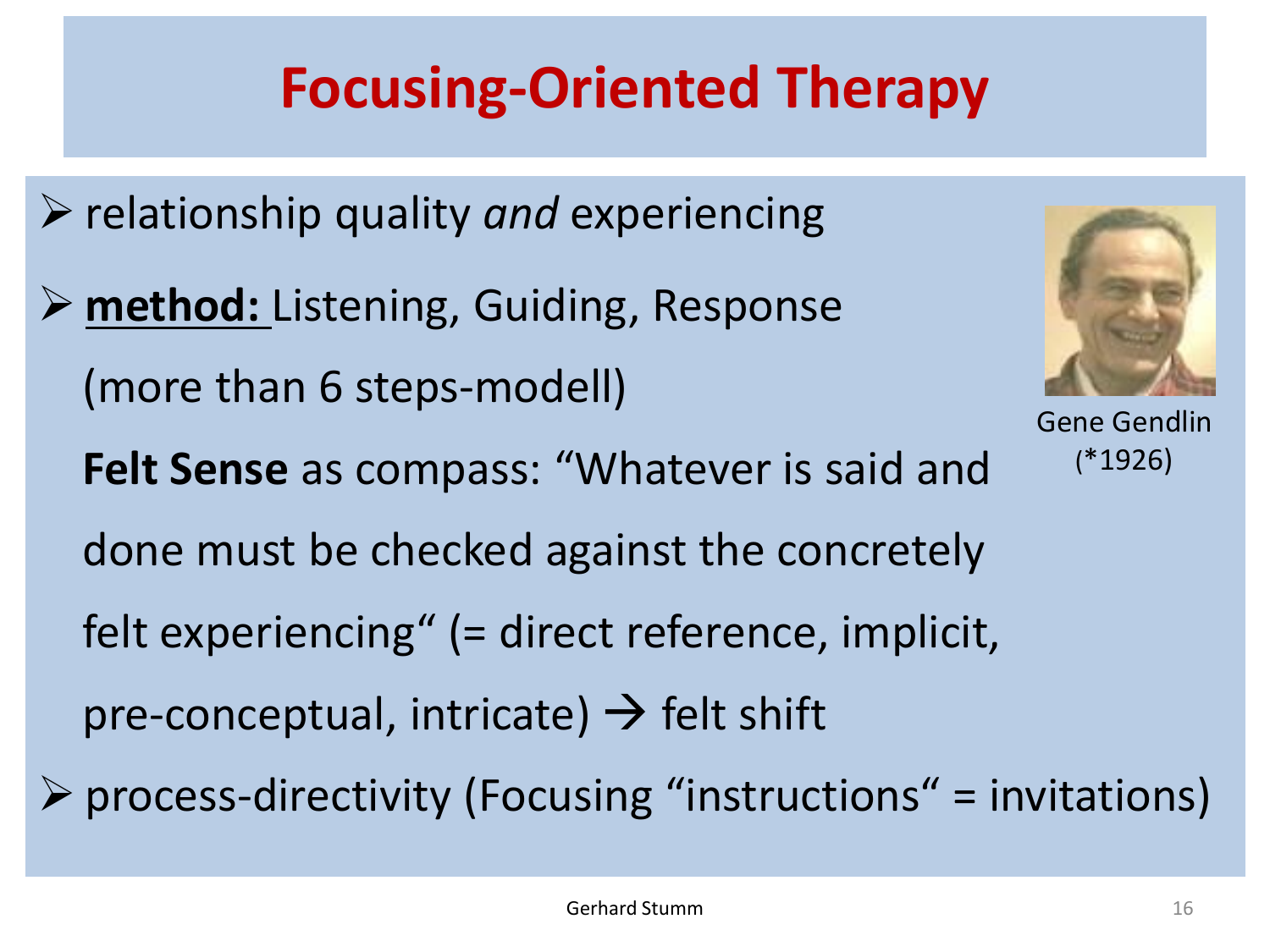# Focusing-Oriented Therapy

- relationship quality *and* experiencing
- **method:** Listening, Guiding, Response

  (more than 6 steps-modell)

  **Felt Sense** as compass: "Whatever is said and done must be checked against the concretely felt experiencing" (= direct reference, implicit, pre-conceptual, intricate) → felt shift
- process-directivity (Focusing "instructions" = invitations)

Gene Gendlin (*1926)

Gerhard Stumm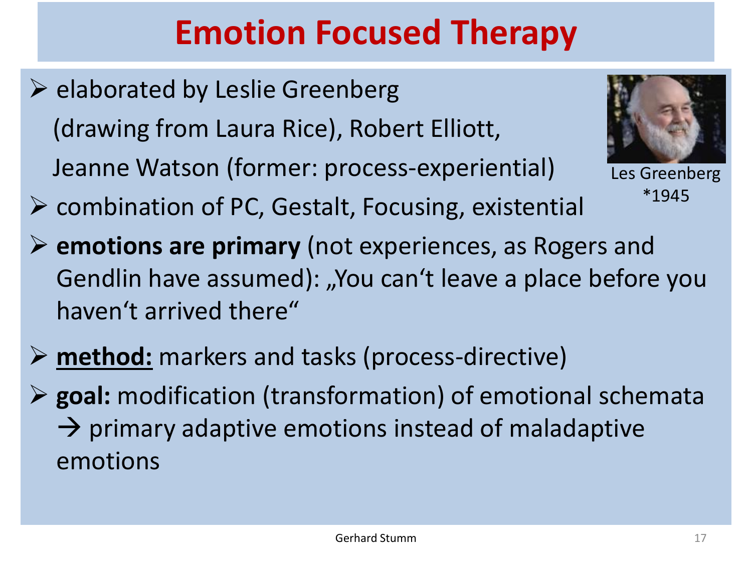# Emotion Focused Therapy

- elaborated by Leslie Greenberg (drawing from Laura Rice), Robert Elliott, Jeanne Watson (former: process-experiential)
- combination of PC, Gestalt, Focusing, existential
- **emotions are primary** (not experiences, as Rogers and Gendlin have assumed): „You can‘t leave a place before you haven‘t arrived there“
- **<u>method:</u>** markers and tasks (process-directive)
- **goal:** modification (transformation) of emotional schemata → primary adaptive emotions instead of maladaptive emotions

Les Greenberg
*1945

Gerhard Stumm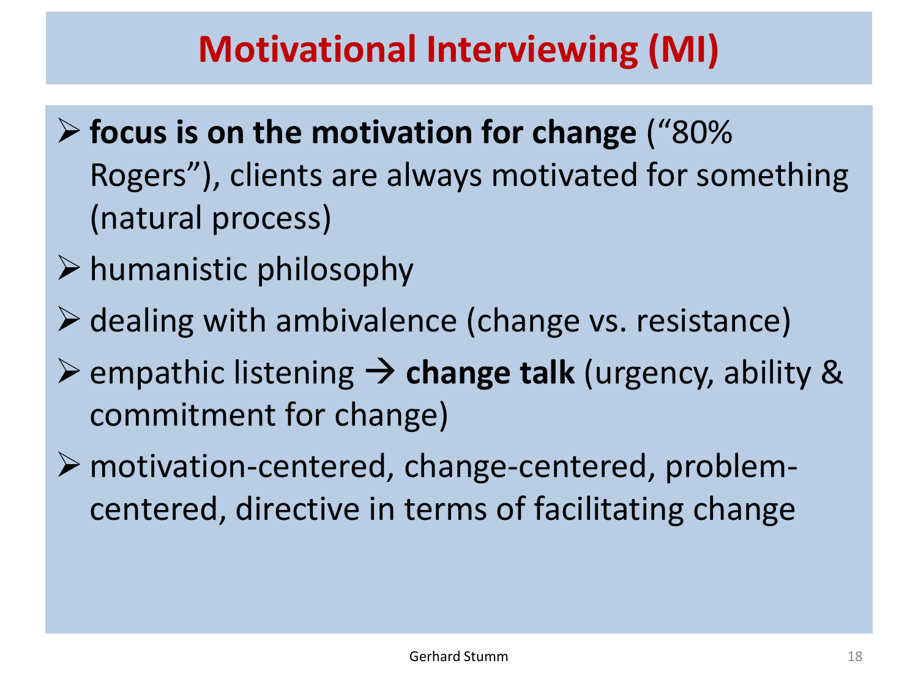# Motivational Interviewing (MI)

- **focus is on the motivation for change** ("80% Rogers"), clients are always motivated for something (natural process)
- humanistic philosophy
- dealing with ambivalence (change vs. resistance)
- empathic listening → **change talk** (urgency, ability & commitment for change)
- motivation-centered, change-centered, problem-centered, directive in terms of facilitating change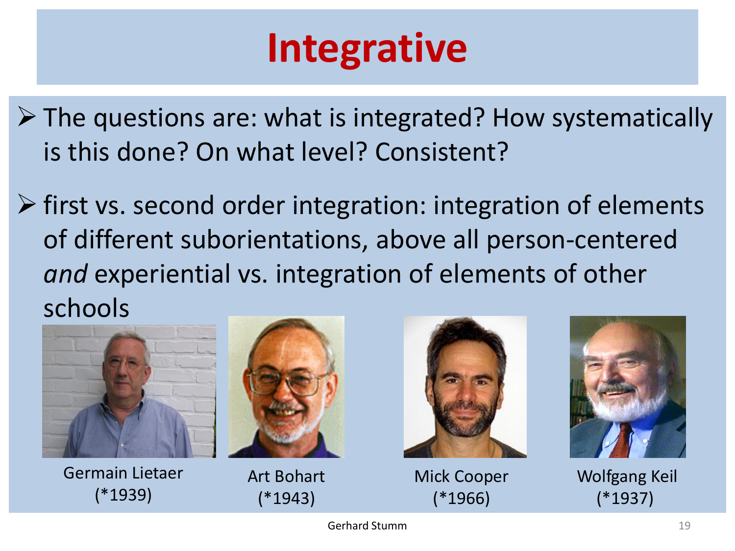# Integrative

- The questions are: what is integrated? How systematically is this done? On what level? Consistent?
- first vs. second order integration: integration of elements of different suborientations, above all person-centered *and* experiential vs. integration of elements of other schools

Germain Lietaer (*1939)

Art Bohart (*1943)

Mick Cooper (*1966)

Wolfgang Keil (*1937)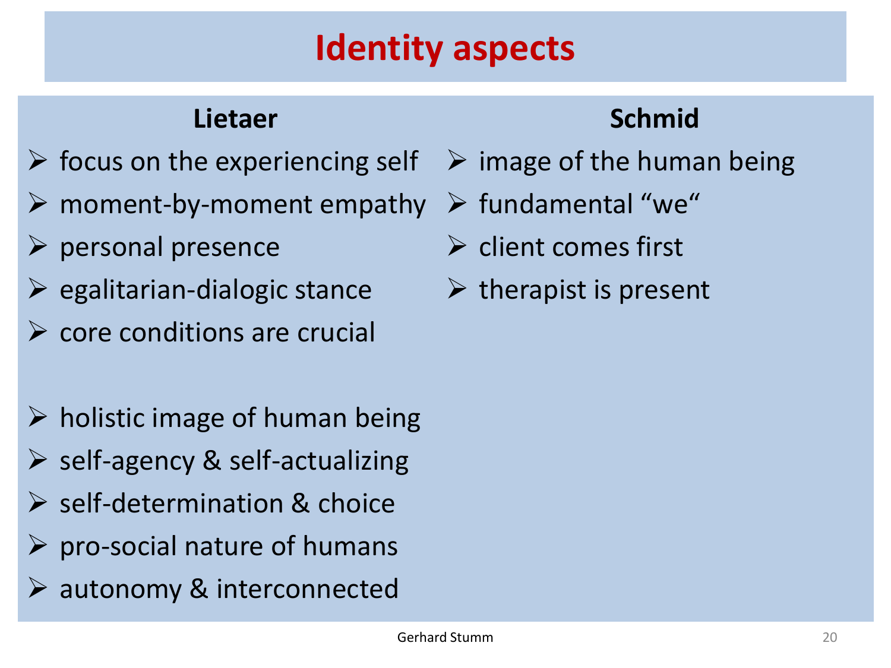# Identity aspects

## Lietaer

- focus on the experiencing self
- moment-by-moment empathy
- personal presence
- egalitarian-dialogic stance
- core conditions are crucial

- holistic image of human being
- self-agency & self-actualizing
- self-determination & choice
- pro-social nature of humans
- autonomy & interconnected

## Schmid

- image of the human being
- fundamental “we“
- client comes first
- therapist is present

Gerhard Stumm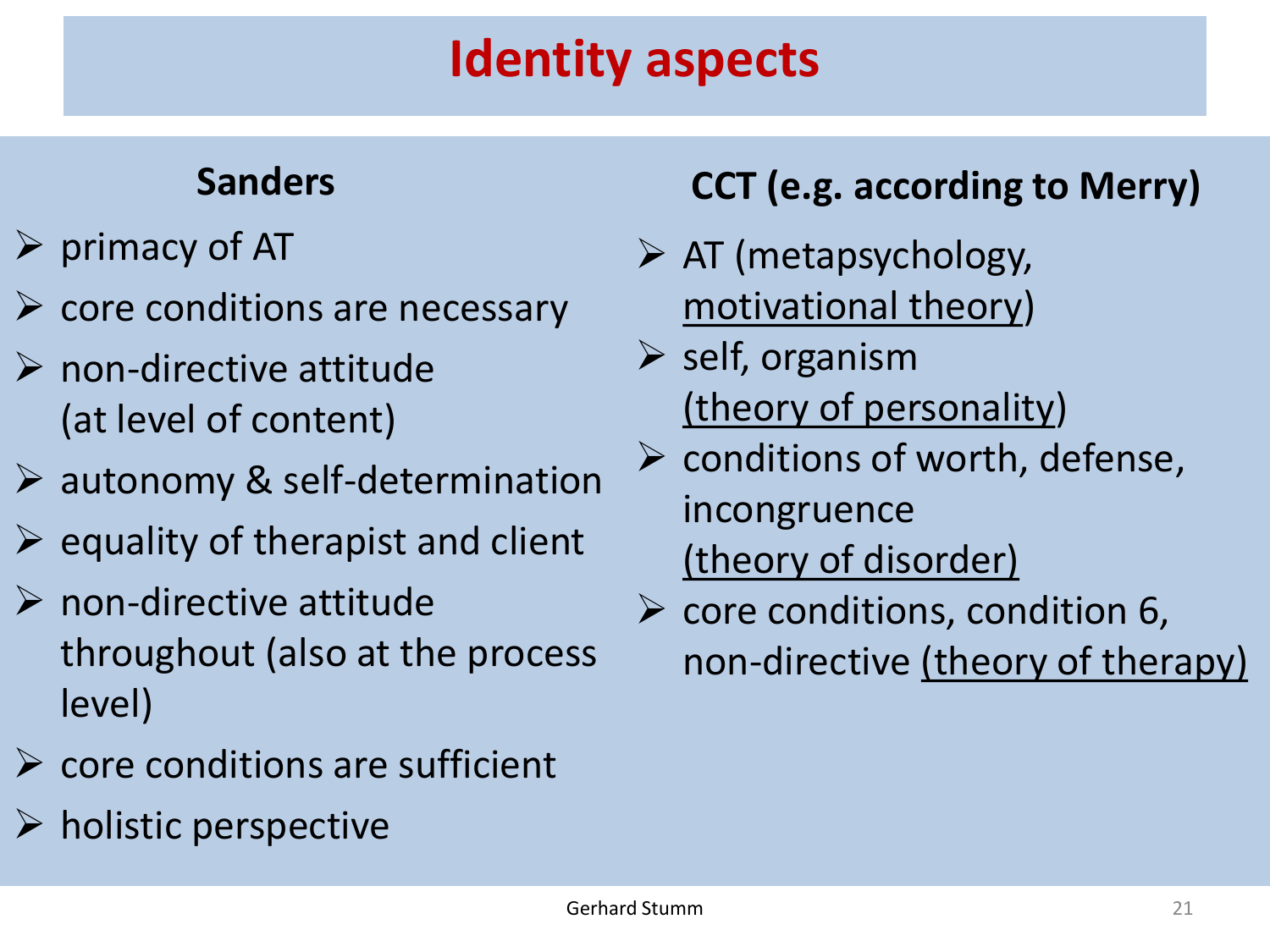# Identity aspects

## Sanders

- primacy of AT
- core conditions are necessary
- non-directive attitude (at level of content)
- autonomy & self-determination
- equality of therapist and client
- non-directive attitude throughout (also at the process level)
- core conditions are sufficient
- holistic perspective

## CCT (e.g. according to Merry)

- AT (metapsychology, motivational theory)
- self, organism (theory of personality)
- conditions of worth, defense, incongruence (theory of disorder)
- core conditions, condition 6, non-directive (theory of therapy)

Gerhard Stumm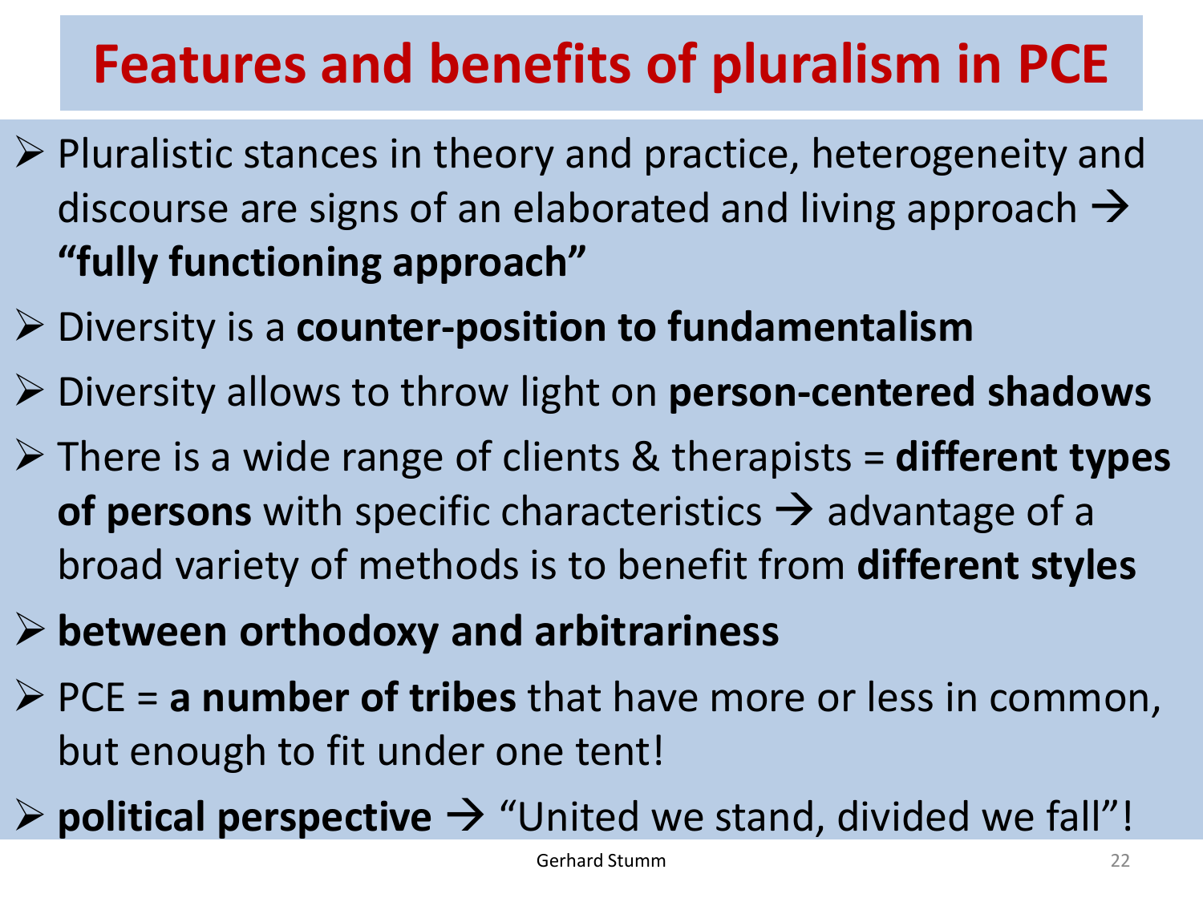# Features and benefits of pluralism in PCE

- Pluralistic stances in theory and practice, heterogeneity and discourse are signs of an elaborated and living approach → **"fully functioning approach"**
- Diversity is a **counter-position to fundamentalism**
- Diversity allows to throw light on **person-centered shadows**
- There is a wide range of clients & therapists = **different types of persons** with specific characteristics → advantage of a broad variety of methods is to benefit from **different styles**
- **between orthodoxy and arbitrariness**
- PCE = **a number of tribes** that have more or less in common, but enough to fit under one tent!
- **political perspective** → "United we stand, divided we fall"!

Gerhard Stumm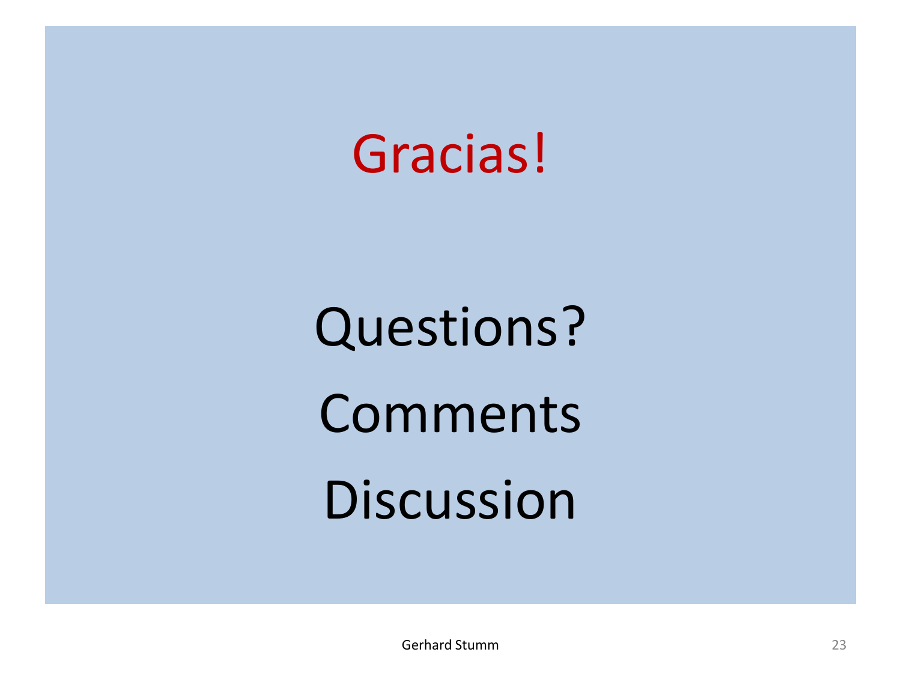# Gracias!

Questions?

Comments

Discussion